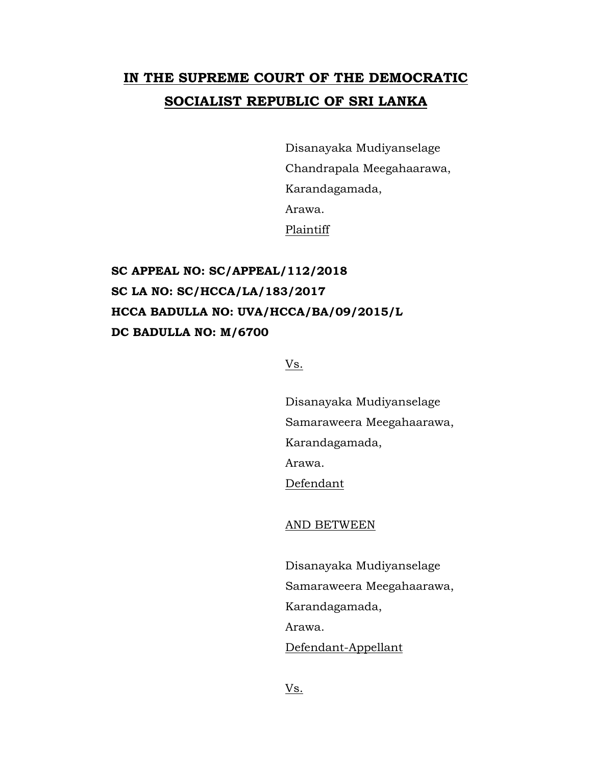# IN THE SUPREME COURT OF THE DEMOCRATIC SOCIALIST REPUBLIC OF SRI LANKA

Disanayaka Mudiyanselage
Chandrapala Meegahaarawa,
Karandagamada,
Arawa.
Plaintiff

**SC APPEAL NO: SC/APPEAL/112/2018**
**SC LA NO: SC/HCCA/LA/183/2017**
**HCCA BADULLA NO: UVA/HCCA/BA/09/2015/L**
**DC BADULLA NO: M/6700**

Vs.

Disanayaka Mudiyanselage
Samaraweera Meegahaarawa,
Karandagamada,
Arawa.
Defendant

AND BETWEEN

Disanayaka Mudiyanselage
Samaraweera Meegahaarawa,
Karandagamada,
Arawa.
Defendant-Appellant

Vs.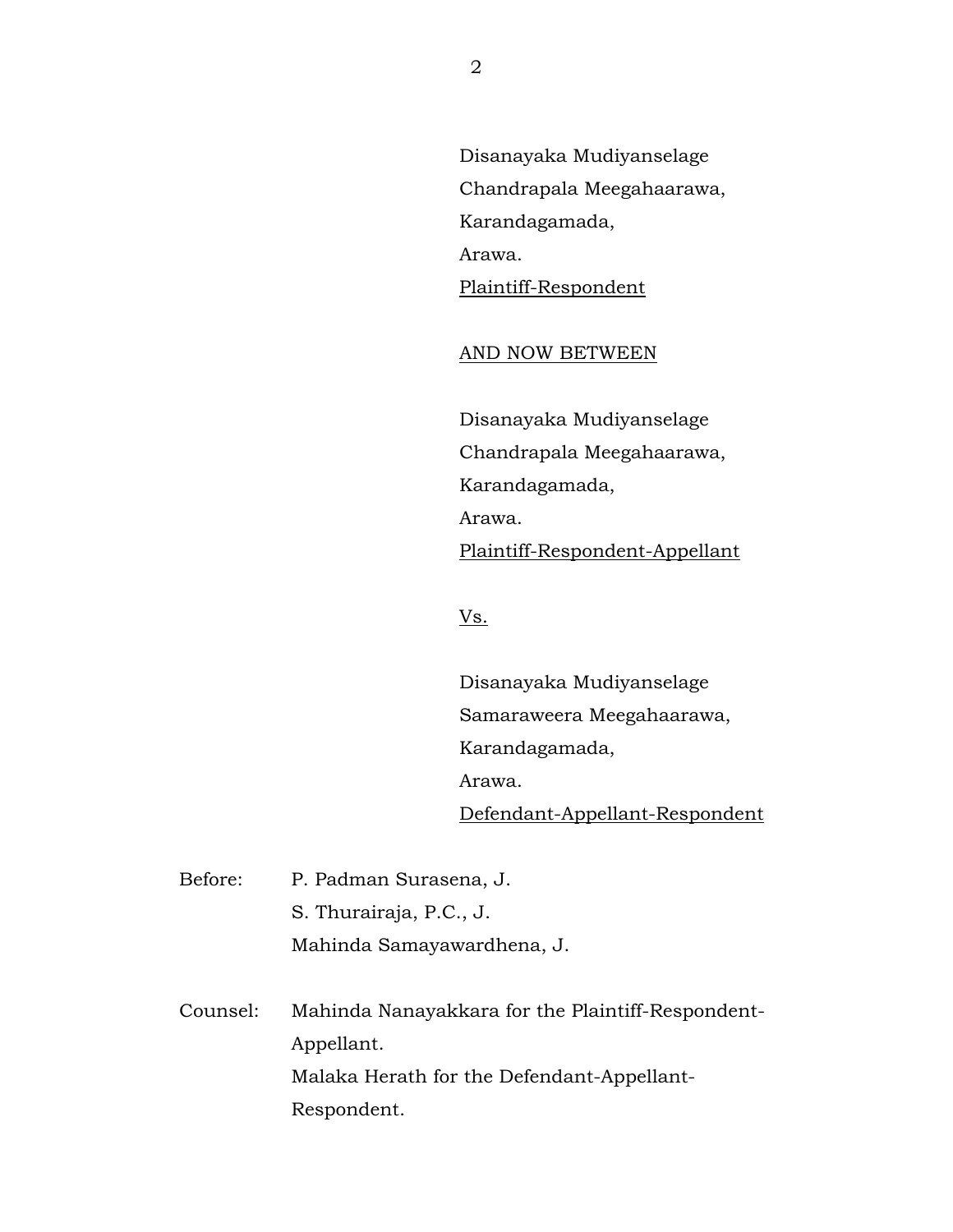Disanayaka Mudiyanselage
Chandrapala Meegahaarawa,
Karandagamada,
Arawa.
Plaintiff-Respondent

AND NOW BETWEEN

Disanayaka Mudiyanselage
Chandrapala Meegahaarawa,
Karandagamada,
Arawa.
Plaintiff-Respondent-Appellant

Vs.

Disanayaka Mudiyanselage
Samaraweera Meegahaarawa,
Karandagamada,
Arawa.
Defendant-Appellant-Respondent

Before: P. Padman Surasena, J.
S. Thurairaja, P.C., J.
Mahinda Samayawardhena, J.

Counsel: Mahinda Nanayakkara for the Plaintiff-Respondent-Appellant.
Malaka Herath for the Defendant-Appellant-Respondent.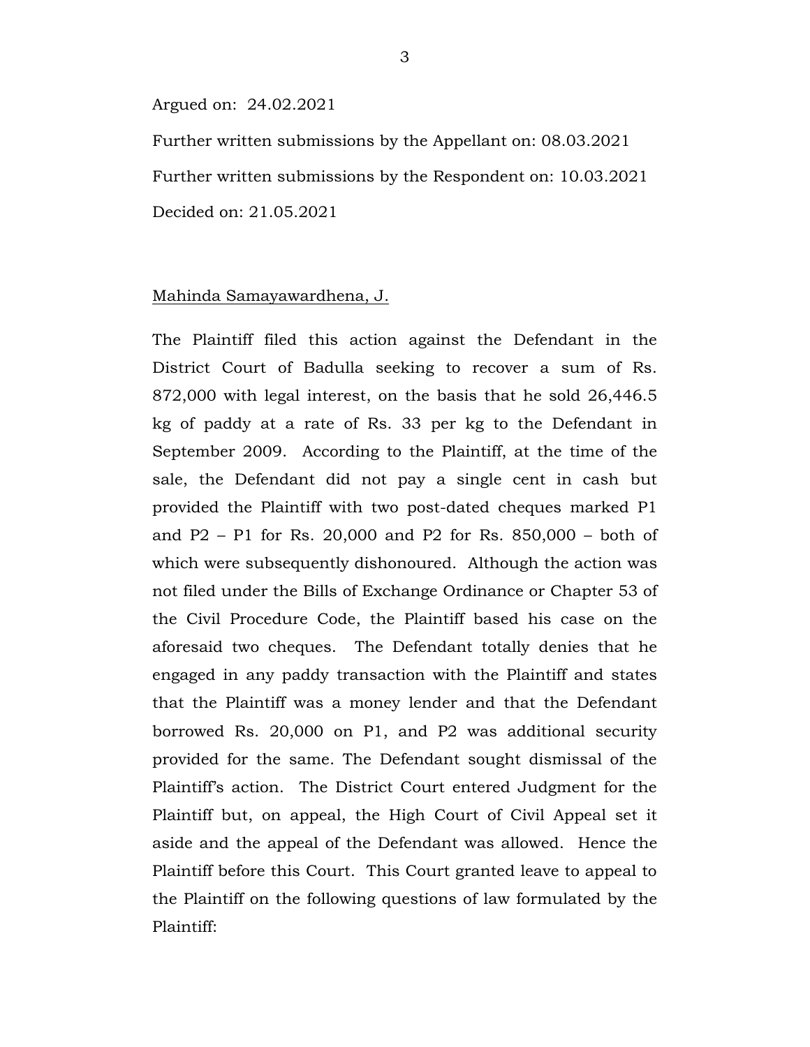Argued on: 24.02.2021

Further written submissions by the Appellant on: 08.03.2021

Further written submissions by the Respondent on: 10.03.2021

Decided on: 21.05.2021

Mahinda Samayawardhena, J.

The Plaintiff filed this action against the Defendant in the District Court of Badulla seeking to recover a sum of Rs. 872,000 with legal interest, on the basis that he sold 26,446.5 kg of paddy at a rate of Rs. 33 per kg to the Defendant in September 2009. According to the Plaintiff, at the time of the sale, the Defendant did not pay a single cent in cash but provided the Plaintiff with two post-dated cheques marked P1 and P2 – P1 for Rs. 20,000 and P2 for Rs. 850,000 – both of which were subsequently dishonoured. Although the action was not filed under the Bills of Exchange Ordinance or Chapter 53 of the Civil Procedure Code, the Plaintiff based his case on the aforesaid two cheques. The Defendant totally denies that he engaged in any paddy transaction with the Plaintiff and states that the Plaintiff was a money lender and that the Defendant borrowed Rs. 20,000 on P1, and P2 was additional security provided for the same. The Defendant sought dismissal of the Plaintiff's action. The District Court entered Judgment for the Plaintiff but, on appeal, the High Court of Civil Appeal set it aside and the appeal of the Defendant was allowed. Hence the Plaintiff before this Court. This Court granted leave to appeal to the Plaintiff on the following questions of law formulated by the Plaintiff: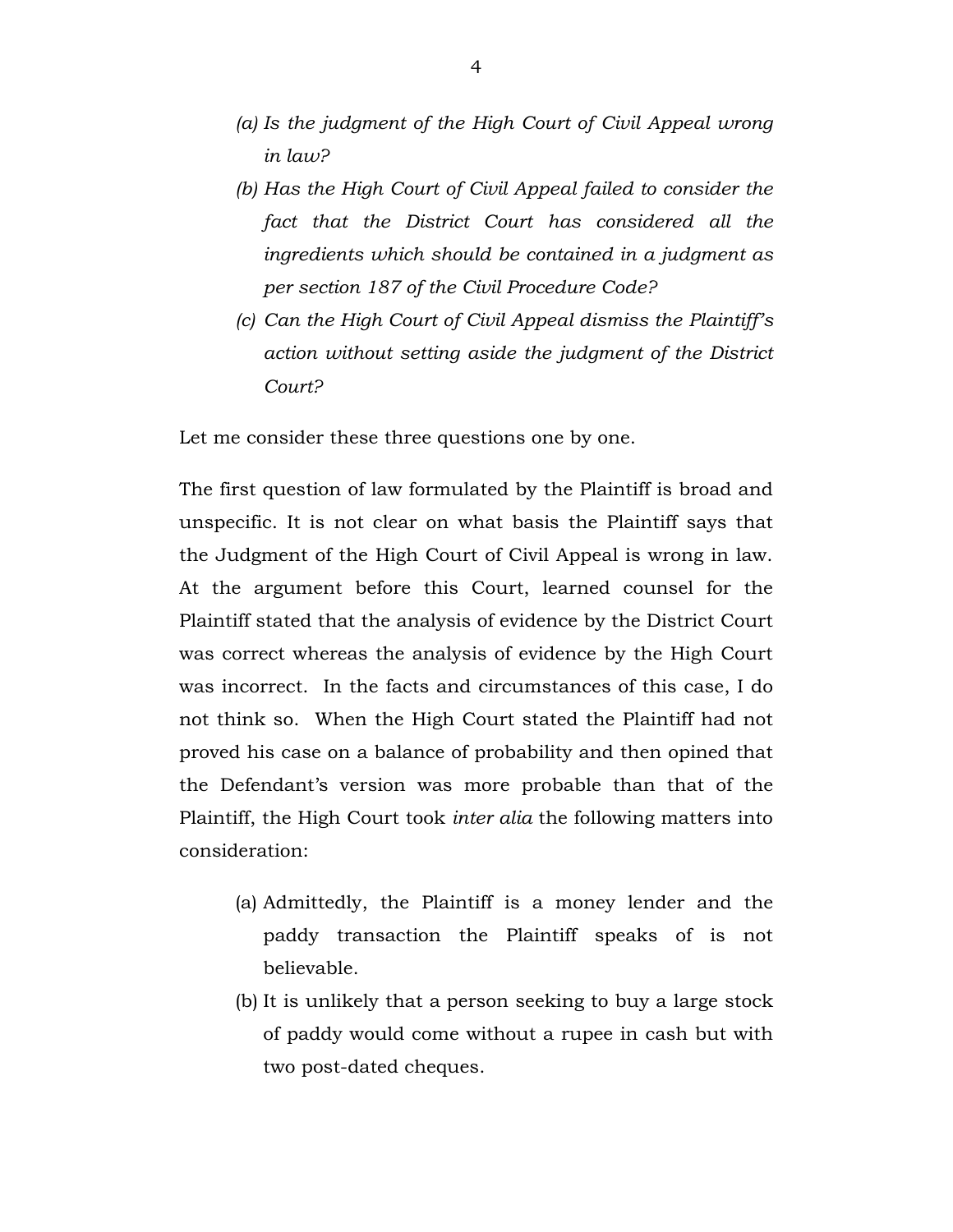*(a) Is the judgment of the High Court of Civil Appeal wrong in law?*

*(b) Has the High Court of Civil Appeal failed to consider the fact that the District Court has considered all the ingredients which should be contained in a judgment as per section 187 of the Civil Procedure Code?*

*(c) Can the High Court of Civil Appeal dismiss the Plaintiff's action without setting aside the judgment of the District Court?*

Let me consider these three questions one by one.

The first question of law formulated by the Plaintiff is broad and unspecific. It is not clear on what basis the Plaintiff says that the Judgment of the High Court of Civil Appeal is wrong in law. At the argument before this Court, learned counsel for the Plaintiff stated that the analysis of evidence by the District Court was correct whereas the analysis of evidence by the High Court was incorrect. In the facts and circumstances of this case, I do not think so. When the High Court stated the Plaintiff had not proved his case on a balance of probability and then opined that the Defendant's version was more probable than that of the Plaintiff, the High Court took *inter alia* the following matters into consideration:

(a) Admittedly, the Plaintiff is a money lender and the paddy transaction the Plaintiff speaks of is not believable.

(b) It is unlikely that a person seeking to buy a large stock of paddy would come without a rupee in cash but with two post-dated cheques.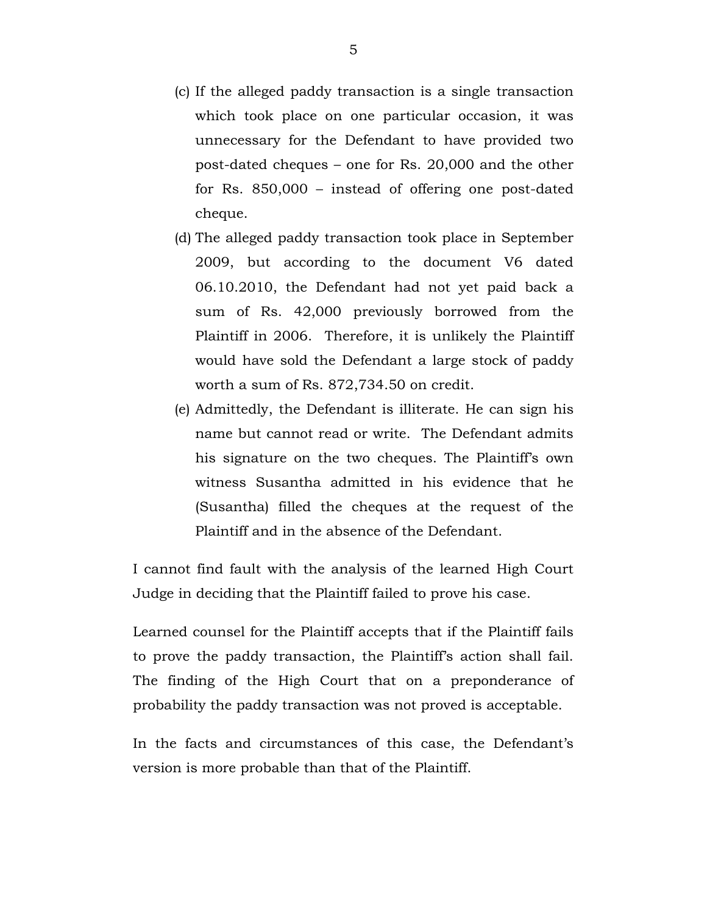(c) If the alleged paddy transaction is a single transaction which took place on one particular occasion, it was unnecessary for the Defendant to have provided two post-dated cheques – one for Rs. 20,000 and the other for Rs. 850,000 – instead of offering one post-dated cheque.

(d) The alleged paddy transaction took place in September 2009, but according to the document V6 dated 06.10.2010, the Defendant had not yet paid back a sum of Rs. 42,000 previously borrowed from the Plaintiff in 2006. Therefore, it is unlikely the Plaintiff would have sold the Defendant a large stock of paddy worth a sum of Rs. 872,734.50 on credit.

(e) Admittedly, the Defendant is illiterate. He can sign his name but cannot read or write. The Defendant admits his signature on the two cheques. The Plaintiff's own witness Susantha admitted in his evidence that he (Susantha) filled the cheques at the request of the Plaintiff and in the absence of the Defendant.

I cannot find fault with the analysis of the learned High Court Judge in deciding that the Plaintiff failed to prove his case.

Learned counsel for the Plaintiff accepts that if the Plaintiff fails to prove the paddy transaction, the Plaintiff's action shall fail. The finding of the High Court that on a preponderance of probability the paddy transaction was not proved is acceptable.

In the facts and circumstances of this case, the Defendant's version is more probable than that of the Plaintiff.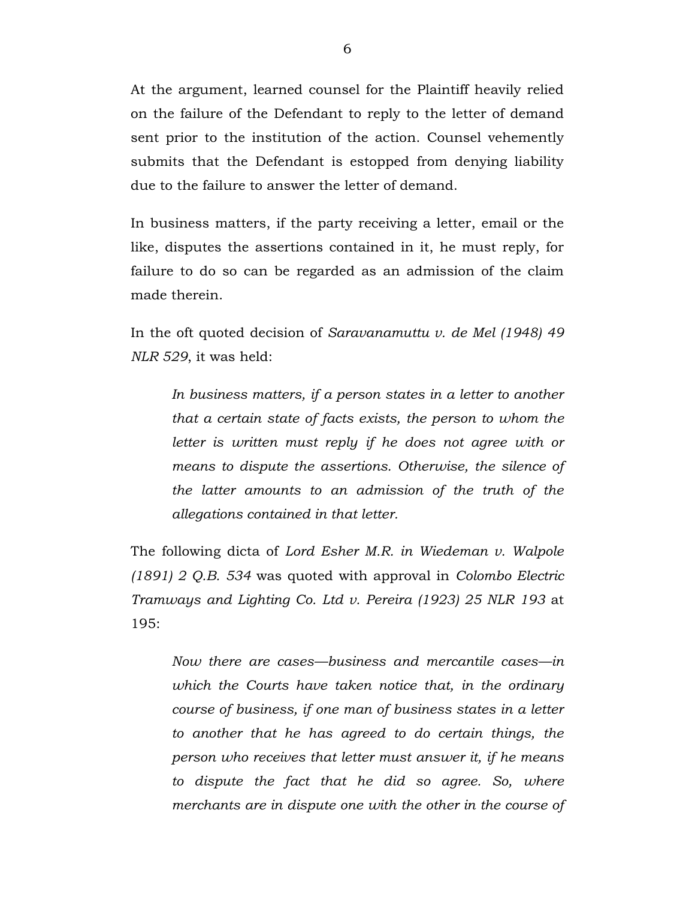At the argument, learned counsel for the Plaintiff heavily relied on the failure of the Defendant to reply to the letter of demand sent prior to the institution of the action. Counsel vehemently submits that the Defendant is estopped from denying liability due to the failure to answer the letter of demand.

In business matters, if the party receiving a letter, email or the like, disputes the assertions contained in it, he must reply, for failure to do so can be regarded as an admission of the claim made therein.

In the oft quoted decision of *Saravanamuttu v. de Mel (1948) 49 NLR 529*, it was held:

> *In business matters, if a person states in a letter to another that a certain state of facts exists, the person to whom the letter is written must reply if he does not agree with or means to dispute the assertions. Otherwise, the silence of the latter amounts to an admission of the truth of the allegations contained in that letter.*

The following dicta of *Lord Esher M.R. in Wiedeman v. Walpole (1891) 2 Q.B. 534* was quoted with approval in *Colombo Electric Tramways and Lighting Co. Ltd v. Pereira (1923) 25 NLR 193* at 195:

> *Now there are cases—business and mercantile cases—in which the Courts have taken notice that, in the ordinary course of business, if one man of business states in a letter to another that he has agreed to do certain things, the person who receives that letter must answer it, if he means to dispute the fact that he did so agree. So, where merchants are in dispute one with the other in the course of*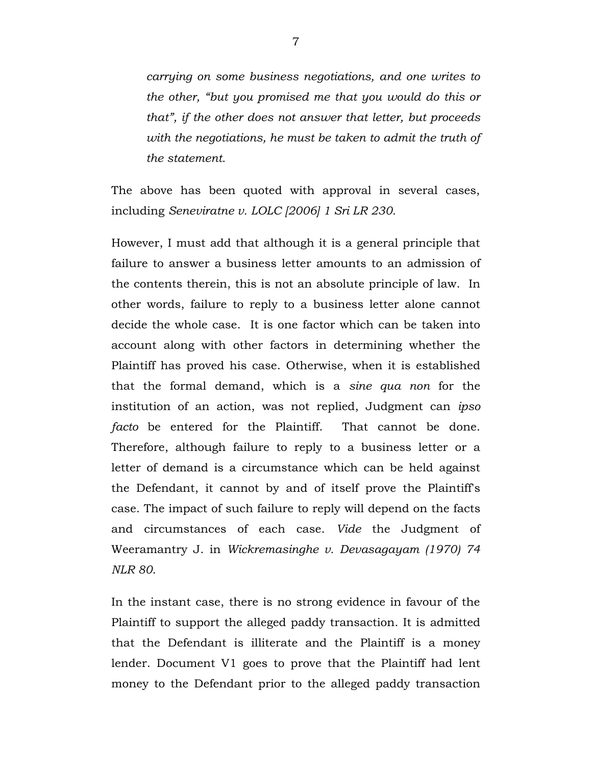*carrying on some business negotiations, and one writes to the other, "but you promised me that you would do this or that", if the other does not answer that letter, but proceeds with the negotiations, he must be taken to admit the truth of the statement.*

The above has been quoted with approval in several cases, including *Seneviratne v. LOLC [2006] 1 Sri LR 230.*

However, I must add that although it is a general principle that failure to answer a business letter amounts to an admission of the contents therein, this is not an absolute principle of law. In other words, failure to reply to a business letter alone cannot decide the whole case. It is one factor which can be taken into account along with other factors in determining whether the Plaintiff has proved his case. Otherwise, when it is established that the formal demand, which is a *sine qua non* for the institution of an action, was not replied, Judgment can *ipso facto* be entered for the Plaintiff. That cannot be done. Therefore, although failure to reply to a business letter or a letter of demand is a circumstance which can be held against the Defendant, it cannot by and of itself prove the Plaintiff's case. The impact of such failure to reply will depend on the facts and circumstances of each case. *Vide* the Judgment of Weeramantry J. in *Wickremasinghe v. Devasagayam (1970) 74 NLR 80*.

In the instant case, there is no strong evidence in favour of the Plaintiff to support the alleged paddy transaction. It is admitted that the Defendant is illiterate and the Plaintiff is a money lender. Document V1 goes to prove that the Plaintiff had lent money to the Defendant prior to the alleged paddy transaction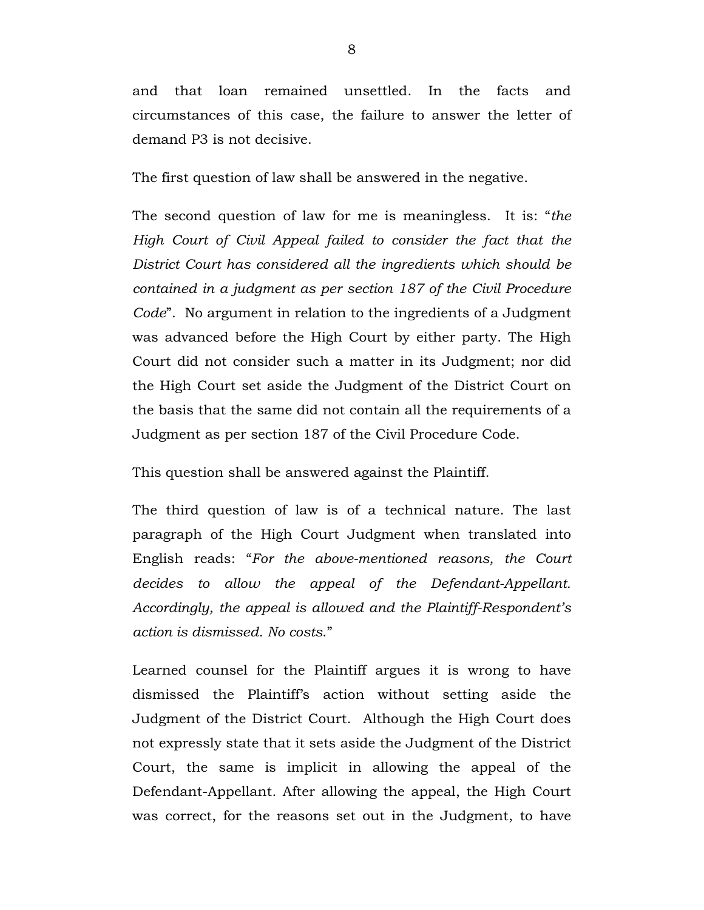and that loan remained unsettled. In the facts and circumstances of this case, the failure to answer the letter of demand P3 is not decisive.

The first question of law shall be answered in the negative.

The second question of law for me is meaningless. It is: "*the High Court of Civil Appeal failed to consider the fact that the District Court has considered all the ingredients which should be contained in a judgment as per section 187 of the Civil Procedure Code*". No argument in relation to the ingredients of a Judgment was advanced before the High Court by either party. The High Court did not consider such a matter in its Judgment; nor did the High Court set aside the Judgment of the District Court on the basis that the same did not contain all the requirements of a Judgment as per section 187 of the Civil Procedure Code.

This question shall be answered against the Plaintiff.

The third question of law is of a technical nature. The last paragraph of the High Court Judgment when translated into English reads: "*For the above-mentioned reasons, the Court decides to allow the appeal of the Defendant-Appellant. Accordingly, the appeal is allowed and the Plaintiff-Respondent's action is dismissed. No costs.*"

Learned counsel for the Plaintiff argues it is wrong to have dismissed the Plaintiff's action without setting aside the Judgment of the District Court. Although the High Court does not expressly state that it sets aside the Judgment of the District Court, the same is implicit in allowing the appeal of the Defendant-Appellant. After allowing the appeal, the High Court was correct, for the reasons set out in the Judgment, to have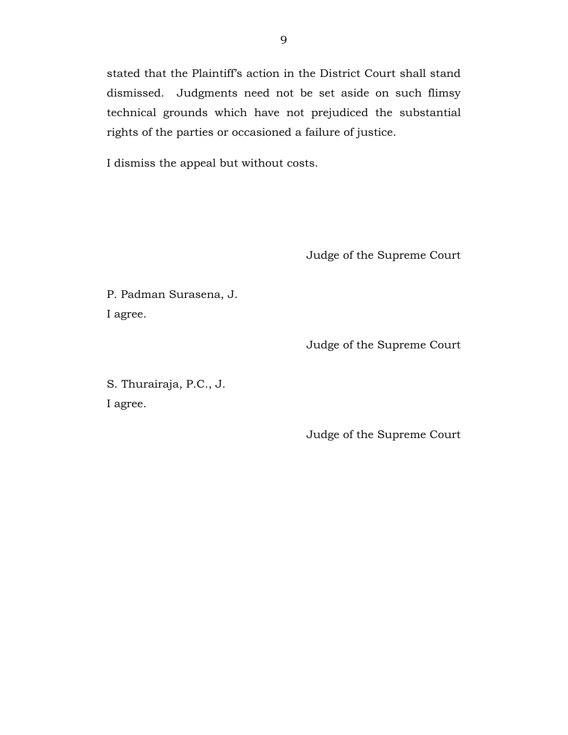stated that the Plaintiff's action in the District Court shall stand dismissed. Judgments need not be set aside on such flimsy technical grounds which have not prejudiced the substantial rights of the parties or occasioned a failure of justice.

I dismiss the appeal but without costs.

Judge of the Supreme Court

P. Padman Surasena, J.

I agree.

Judge of the Supreme Court

S. Thurairaja, P.C., J.

I agree.

Judge of the Supreme Court